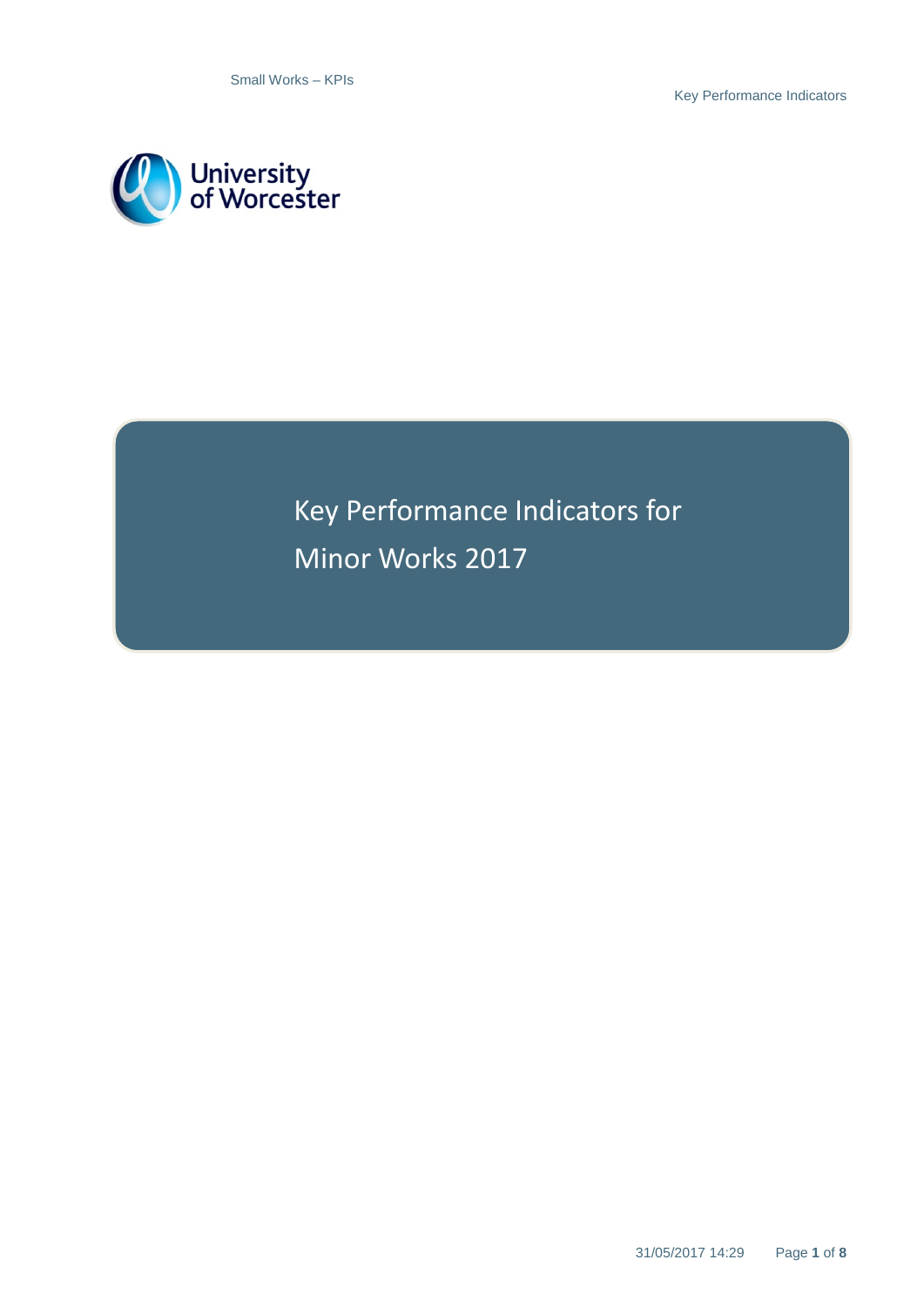University of Worcester

# Key Performance Indicators for Minor Works 2017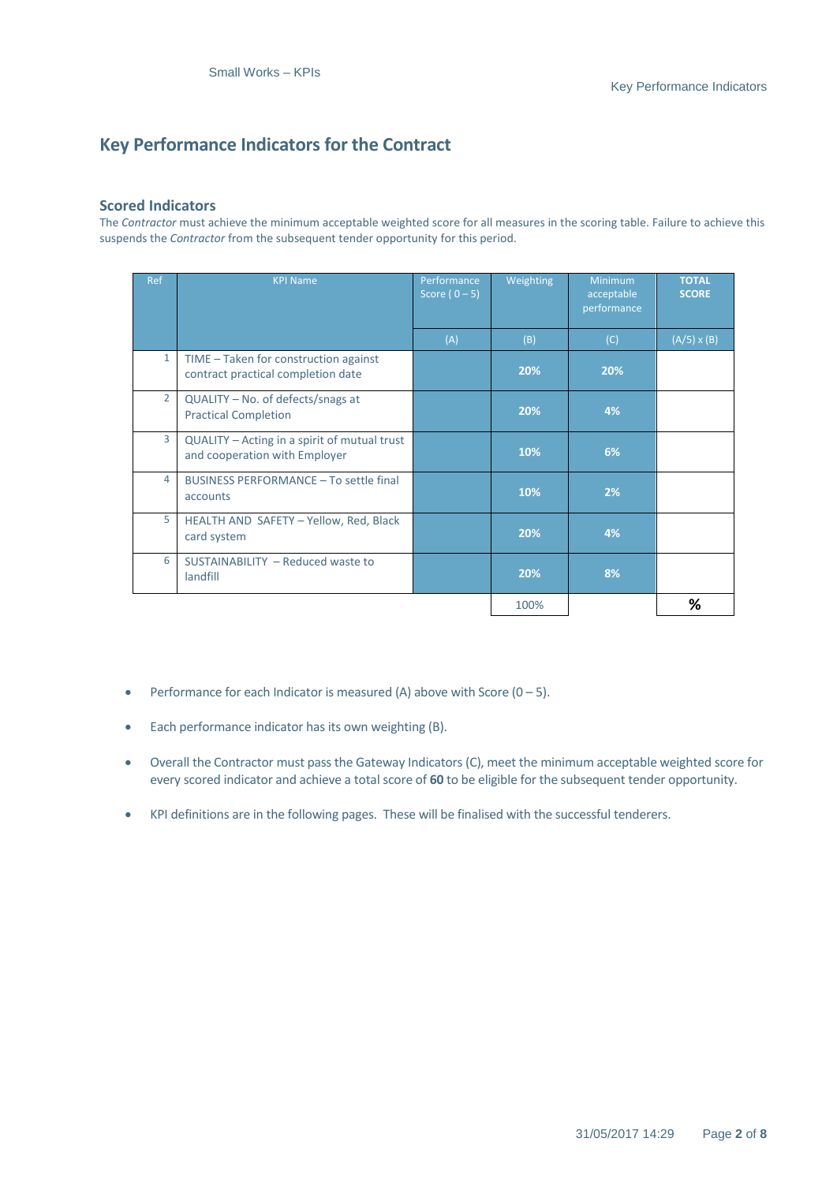## Key Performance Indicators for the Contract

### Scored Indicators

The *Contractor* must achieve the minimum acceptable weighted score for all measures in the scoring table. Failure to achieve this suspends the *Contractor* from the subsequent tender opportunity for this period.

| Ref | KPI Name | Performance Score ( 0 – 5) | Weighting | Minimum acceptable performance | **TOTAL SCORE** |
|---|---|---|---|---|---|
| | | (A) | (B) | (C) | (A/5) x (B) |
| 1 | TIME – Taken for construction against contract practical completion date | | **20%** | **20%** | |
| 2 | QUALITY – No. of defects/snags at Practical Completion | | **20%** | **4%** | |
| 3 | QUALITY – Acting in a spirit of mutual trust and cooperation with Employer | | **10%** | **6%** | |
| 4 | BUSINESS PERFORMANCE – To settle final accounts | | **10%** | **2%** | |
| 5 | HEALTH AND SAFETY – Yellow, Red, Black card system | | **20%** | **4%** | |
| 6 | SUSTAINABILITY – Reduced waste to landfill | | **20%** | **8%** | |
| | | | 100% | | **%** |

- Performance for each Indicator is measured (A) above with Score (0 – 5).
- Each performance indicator has its own weighting (B).
- Overall the Contractor must pass the Gateway Indicators (C), meet the minimum acceptable weighted score for every scored indicator and achieve a total score of **60** to be eligible for the subsequent tender opportunity.
- KPI definitions are in the following pages. These will be finalised with the successful tenderers.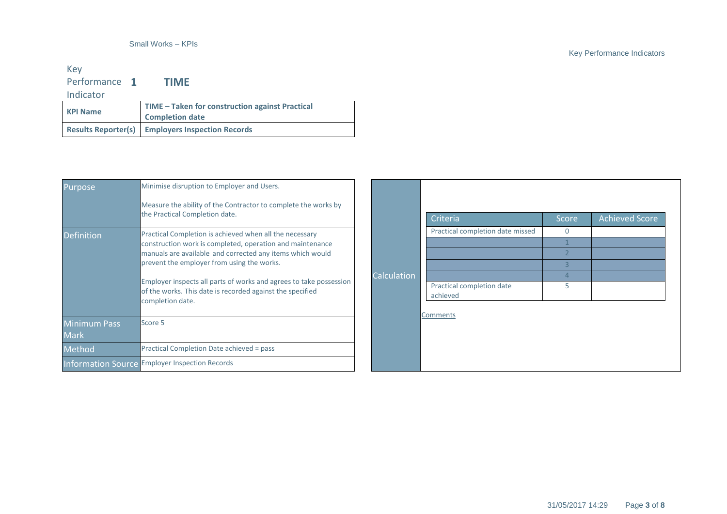# Key Performance Indicator 1 TIME

| KPI Name | TIME – Taken for construction against Practical Completion date |
|---|---|
| Results Reporter(s) | Employers Inspection Records |

| Purpose | Minimise disruption to Employer and Users.<br><br>Measure the ability of the Contractor to complete the works by the Practical Completion date. |
|---|---|
| Definition | Practical Completion is achieved when all the necessary construction work is completed, operation and maintenance manuals are available and corrected any items which would prevent the employer from using the works.<br><br>Employer inspects all parts of works and agrees to take possession of the works. This date is recorded against the specified completion date. |
| Minimum Pass Mark | Score 5 |
| Method | Practical Completion Date achieved = pass |
| Information Source | Employer Inspection Records |

**Calculation**

| Criteria | Score | Achieved Score |
|---|---|---|
| Practical completion date missed | 0 | |
| | 1 | |
| | 2 | |
| | 3 | |
| | 4 | |
| Practical completion date achieved | 5 | |

Comments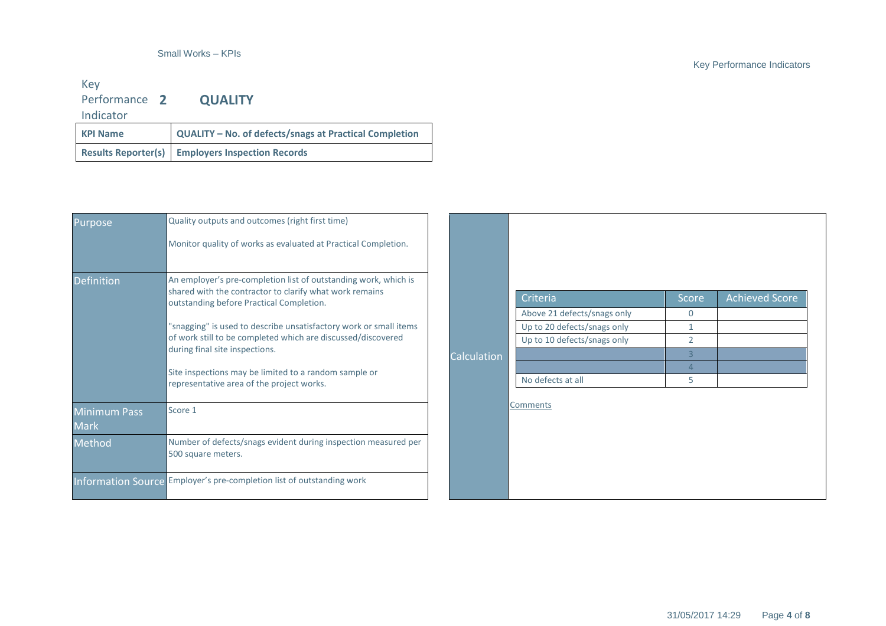## Key Performance Indicator 2 QUALITY

| KPI Name | QUALITY – No. of defects/snags at Practical Completion |
|---|---|
| Results Reporter(s) | Employers Inspection Records |

| | |
|---|---|
| Purpose | Quality outputs and outcomes (right first time)<br><br>Monitor quality of works as evaluated at Practical Completion. |
| Definition | An employer's pre-completion list of outstanding work, which is shared with the contractor to clarify what work remains outstanding before Practical Completion.<br><br>"snagging" is used to describe unsatisfactory work or small items of work still to be completed which are discussed/discovered during final site inspections.<br><br>Site inspections may be limited to a random sample or representative area of the project works. |
| Minimum Pass Mark | Score 1 |
| Method | Number of defects/snags evident during inspection measured per 500 square meters. |
| Information Source | Employer's pre-completion list of outstanding work |

**Calculation**

| Criteria | Score | Achieved Score |
|---|---|---|
| Above 21 defects/snags only | 0 | |
| Up to 20 defects/snags only | 1 | |
| Up to 10 defects/snags only | 2 | |
| | 3 | |
| | 4 | |
| No defects at all | 5 | |

Comments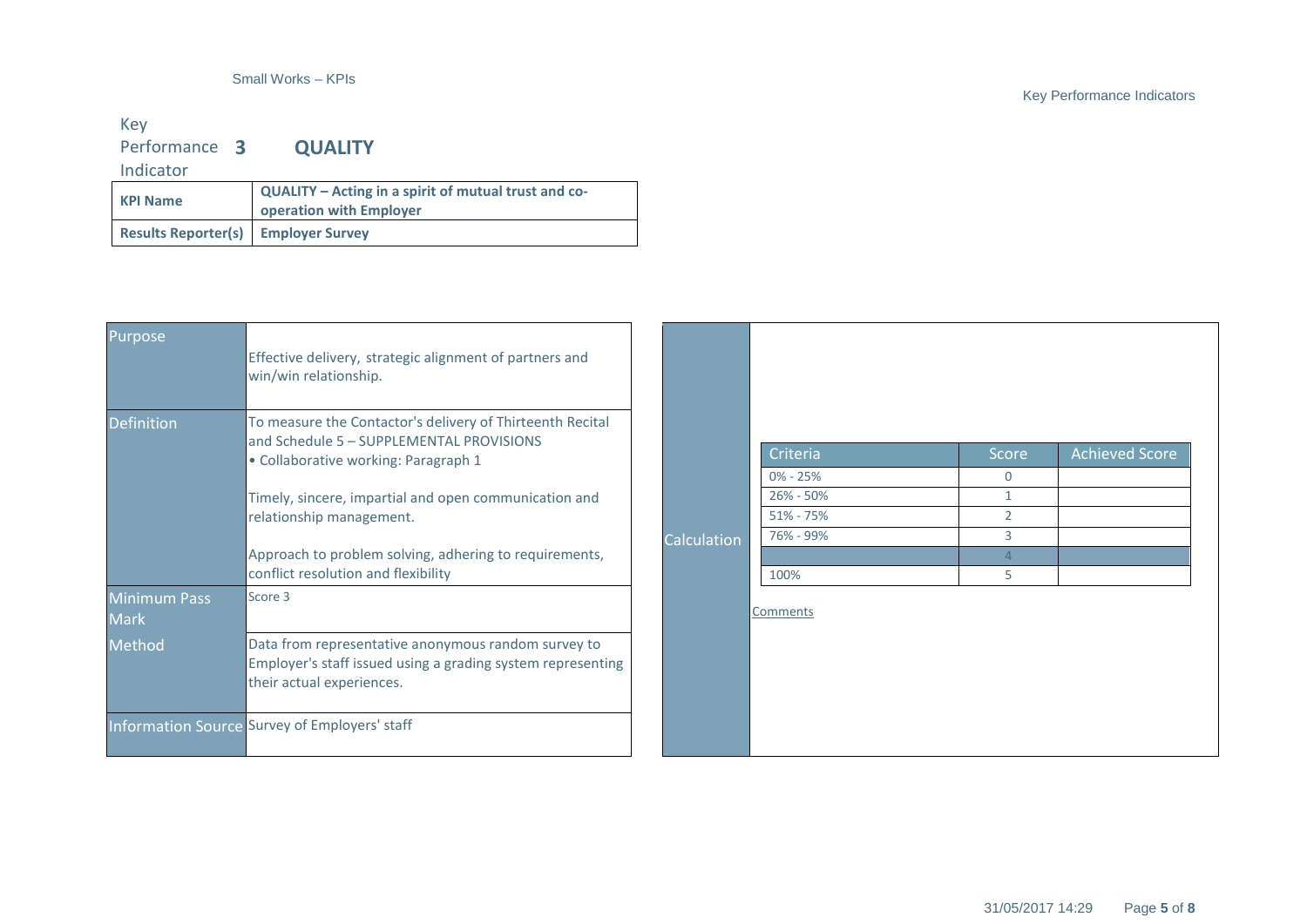# Key Performance Indicator 3 QUALITY

| | |
|---|---|
| **KPI Name** | **QUALITY – Acting in a spirit of mutual trust and co-operation with Employer** |
| **Results Reporter(s)** | **Employer Survey** |

| | |
|---|---|
| Purpose | Effective delivery, strategic alignment of partners and win/win relationship. |
| Definition | To measure the Contactor's delivery of Thirteenth Recital and Schedule 5 – SUPPLEMENTAL PROVISIONS<br>• Collaborative working: Paragraph 1<br><br>Timely, sincere, impartial and open communication and relationship management.<br><br>Approach to problem solving, adhering to requirements, conflict resolution and flexibility |
| Minimum Pass Mark | Score 3 |
| Method | Data from representative anonymous random survey to Employer's staff issued using a grading system representing their actual experiences. |
| Information Source | Survey of Employers' staff |

**Calculation**

| Criteria | Score | Achieved Score |
|---|---|---|
| 0% - 25% | 0 | |
| 26% - 50% | 1 | |
| 51% - 75% | 2 | |
| 76% - 99% | 3 | |
| | 4 | |
| 100% | 5 | |

Comments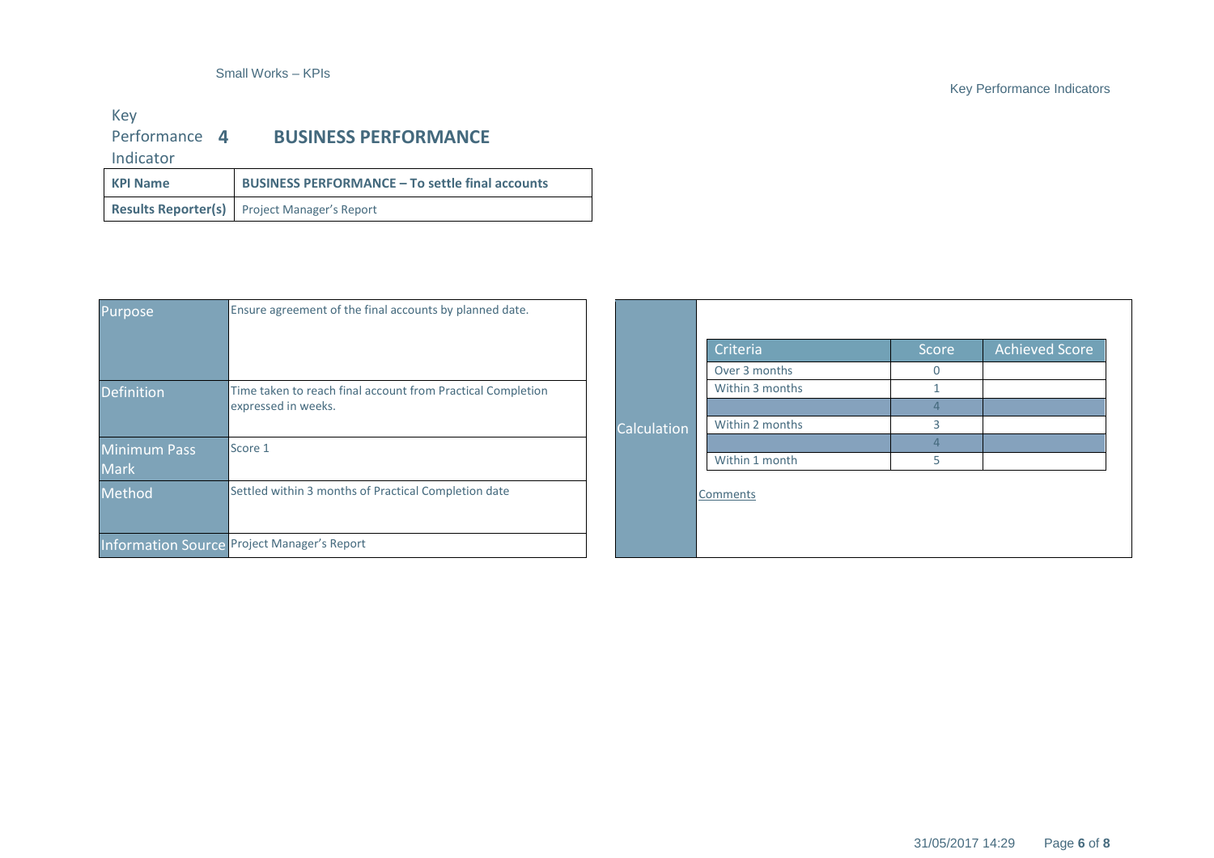Key Performance Indicator **4** **BUSINESS PERFORMANCE**

| **KPI Name** | **BUSINESS PERFORMANCE – To settle final accounts** |
|---|---|
| **Results Reporter(s)** | Project Manager's Report |

| | |
|---|---|
| Purpose | Ensure agreement of the final accounts by planned date. |
| Definition | Time taken to reach final account from Practical Completion expressed in weeks. |
| Minimum Pass Mark | Score 1 |
| Method | Settled within 3 months of Practical Completion date |
| Information Source | Project Manager's Report |

**Calculation**

| Criteria | Score | Achieved Score |
|---|---|---|
| Over 3 months | 0 | |
| Within 3 months | 1 | |
| | 4 | |
| Within 2 months | 3 | |
| | 4 | |
| Within 1 month | 5 | |

Comments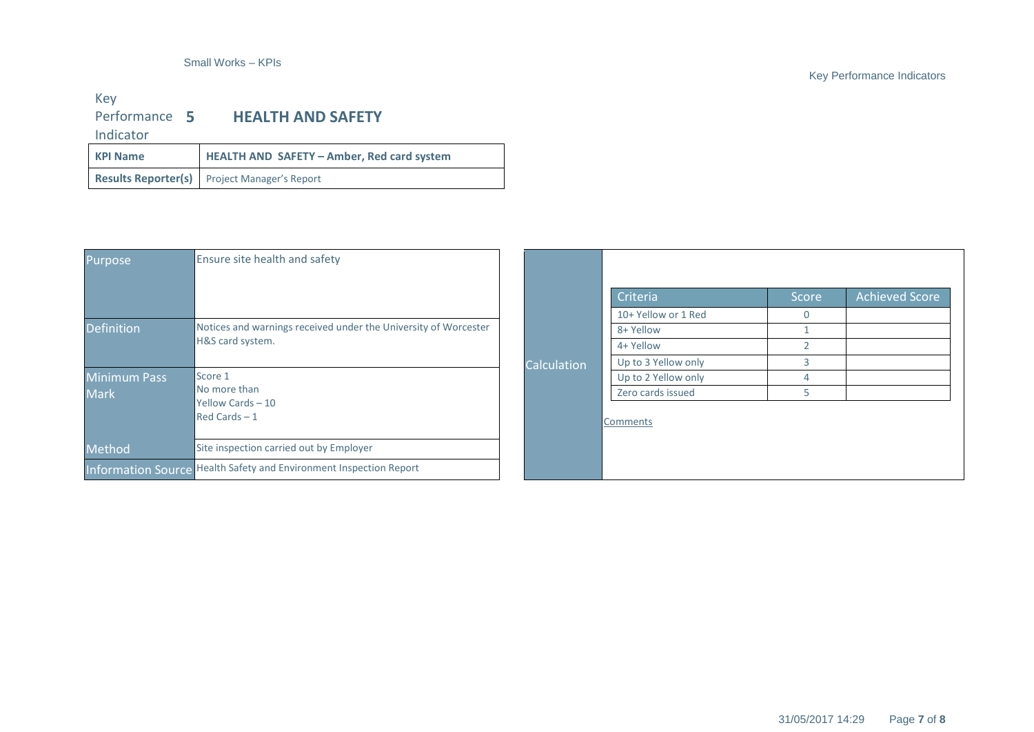## Key Performance Indicator 5 HEALTH AND SAFETY

| KPI Name | HEALTH AND SAFETY – Amber, Red card system |
|---|---|
| Results Reporter(s) | Project Manager's Report |

| | |
|---|---|
| Purpose | Ensure site health and safety |
| Definition | Notices and warnings received under the University of Worcester H&S card system. |
| Minimum Pass Mark | Score 1<br>No more than<br>Yellow Cards – 10<br>Red Cards – 1 |
| Method | Site inspection carried out by Employer |
| Information Source | Health Safety and Environment Inspection Report |

**Calculation**

| Criteria | Score | Achieved Score |
|---|---|---|
| 10+ Yellow or 1 Red | 0 | |
| 8+ Yellow | 1 | |
| 4+ Yellow | 2 | |
| Up to 3 Yellow only | 3 | |
| Up to 2 Yellow only | 4 | |
| Zero cards issued | 5 | |

Comments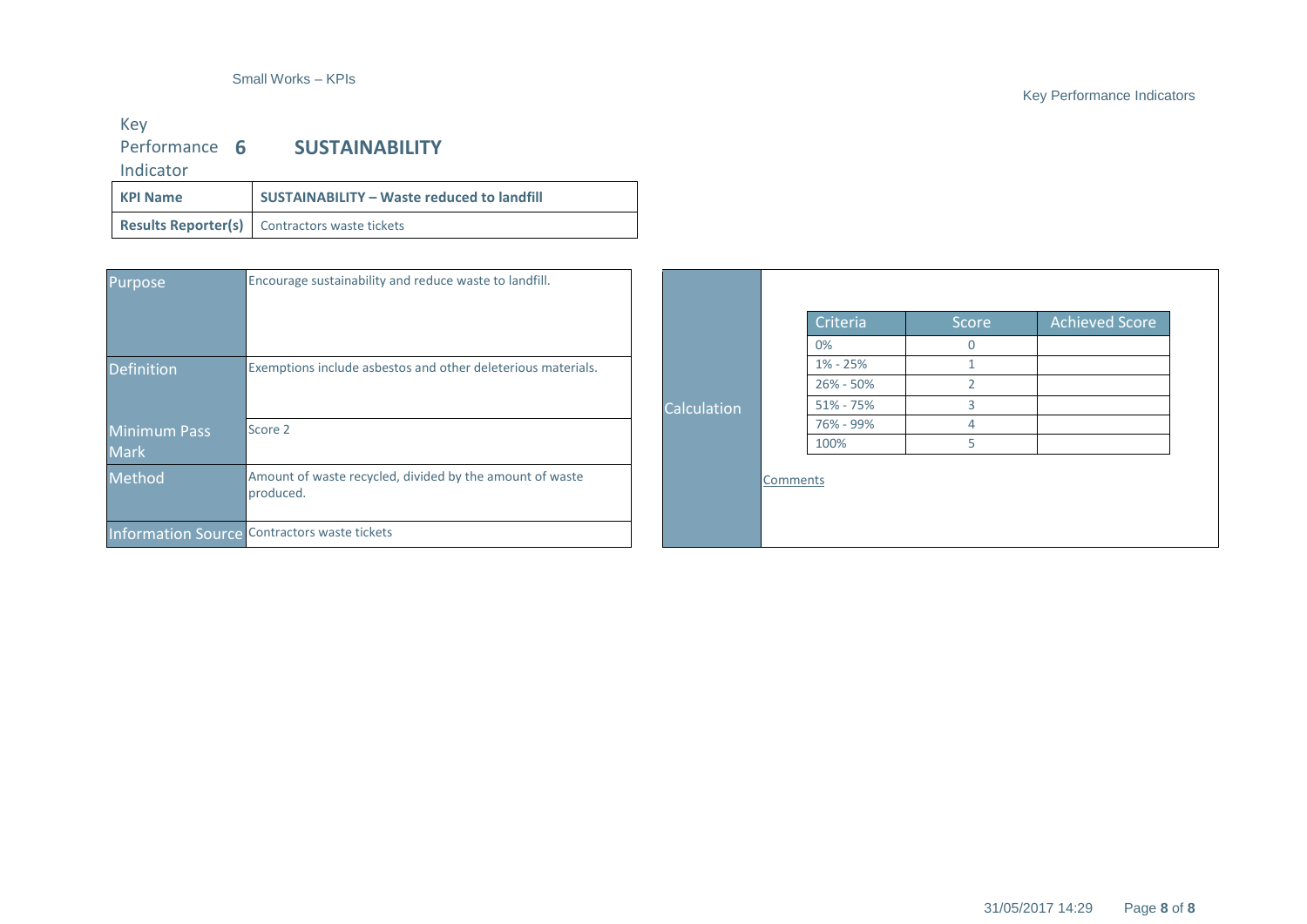## Key Performance Indicator 6 SUSTAINABILITY

| | |
|---|---|
| **KPI Name** | **SUSTAINABILITY – Waste reduced to landfill** |
| **Results Reporter(s)** | Contractors waste tickets |

| | |
|---|---|
| Purpose | Encourage sustainability and reduce waste to landfill. |
| Definition | Exemptions include asbestos and other deleterious materials. |
| Minimum Pass Mark | Score 2 |
| Method | Amount of waste recycled, divided by the amount of waste produced. |
| Information Source | Contractors waste tickets |

**Calculation**

| Criteria | Score | Achieved Score |
|---|---|---|
| 0% | 0 | |
| 1% - 25% | 1 | |
| 26% - 50% | 2 | |
| 51% - 75% | 3 | |
| 76% - 99% | 4 | |
| 100% | 5 | |

Comments